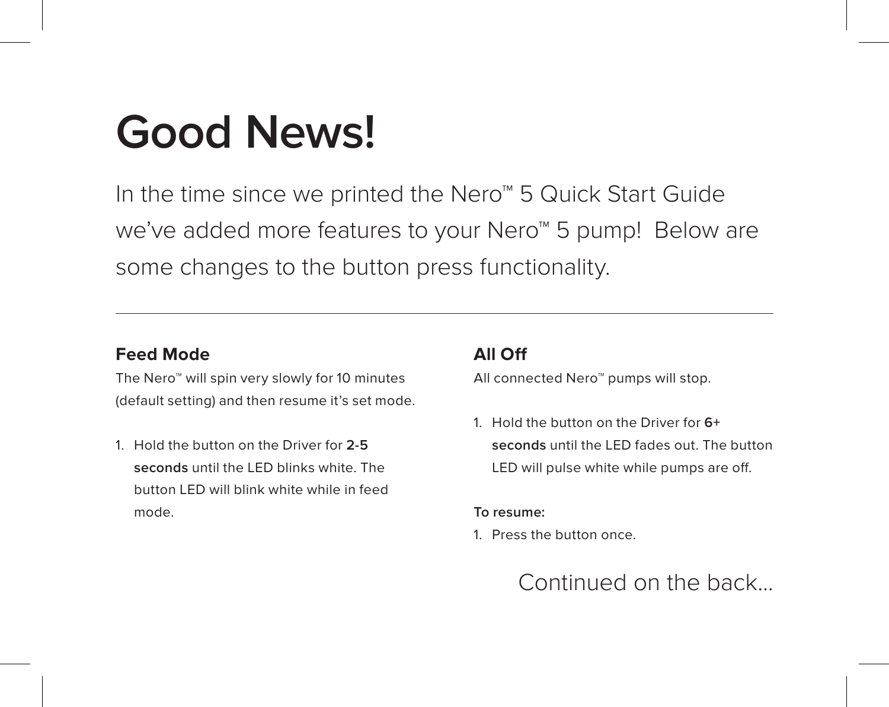# Good News!

In the time since we printed the Nero™ 5 Quick Start Guide we've added more features to your Nero™ 5 pump! Below are some changes to the button press functionality.

---

### Feed Mode

The Nero™ will spin very slowly for 10 minutes (default setting) and then resume it's set mode.

1. Hold the button on the Driver for **2-5 seconds** until the LED blinks white. The button LED will blink white while in feed mode.

### All Off

All connected Nero™ pumps will stop.

1. Hold the button on the Driver for **6+ seconds** until the LED fades out. The button LED will pulse white while pumps are off.

**To resume:**

1. Press the button once.

Continued on the back...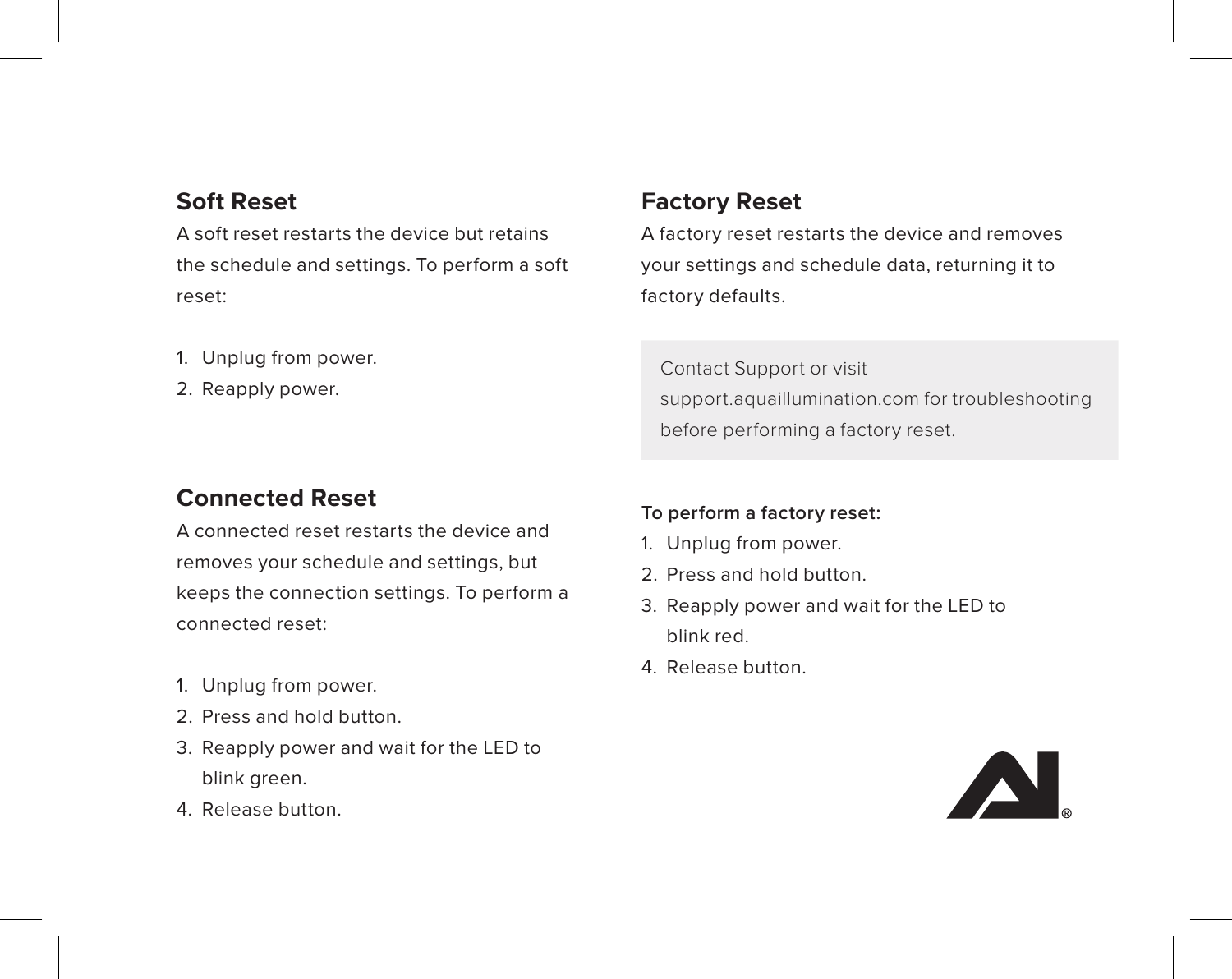## Soft Reset

A soft reset restarts the device but retains the schedule and settings. To perform a soft reset:

1. Unplug from power.
2. Reapply power.

## Connected Reset

A connected reset restarts the device and removes your schedule and settings, but keeps the connection settings. To perform a connected reset:

1. Unplug from power.
2. Press and hold button.
3. Reapply power and wait for the LED to blink green.
4. Release button.

## Factory Reset

A factory reset restarts the device and removes your settings and schedule data, returning it to factory defaults.

> Contact Support or visit support.aquaillumination.com for troubleshooting before performing a factory reset.

**To perform a factory reset:**

1. Unplug from power.
2. Press and hold button.
3. Reapply power and wait for the LED to blink red.
4. Release button.